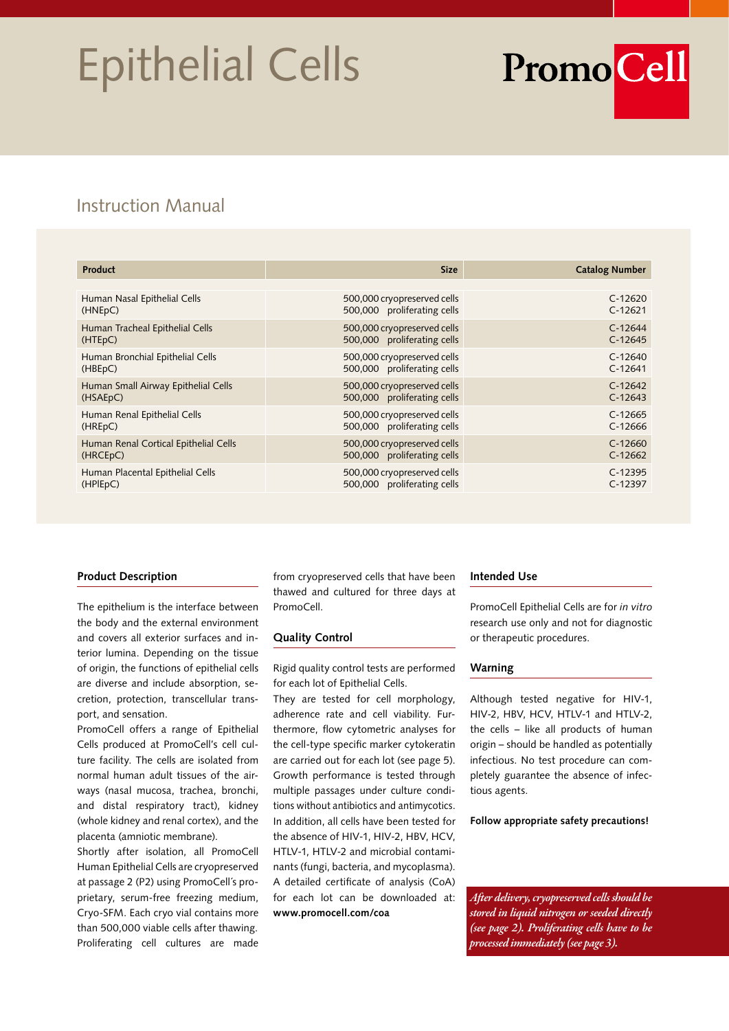# Epithelial Cells

PromoCell

## Instruction Manual

| Product | Size | Catalog Number |
|---|---|---|
| Human Nasal Epithelial Cells (HNEpC) | 500,000 cryopreserved cells<br>500,000 proliferating cells | C-12620<br>C-12621 |
| Human Tracheal Epithelial Cells (HTEpC) | 500,000 cryopreserved cells<br>500,000 proliferating cells | C-12644<br>C-12645 |
| Human Bronchial Epithelial Cells (HBEpC) | 500,000 cryopreserved cells<br>500,000 proliferating cells | C-12640<br>C-12641 |
| Human Small Airway Epithelial Cells (HSAEpC) | 500,000 cryopreserved cells<br>500,000 proliferating cells | C-12642<br>C-12643 |
| Human Renal Epithelial Cells (HREpC) | 500,000 cryopreserved cells<br>500,000 proliferating cells | C-12665<br>C-12666 |
| Human Renal Cortical Epithelial Cells (HRCEpC) | 500,000 cryopreserved cells<br>500,000 proliferating cells | C-12660<br>C-12662 |
| Human Placental Epithelial Cells (HPlEpC) | 500,000 cryopreserved cells<br>500,000 proliferating cells | C-12395<br>C-12397 |

### Product Description

The epithelium is the interface between the body and the external environment and covers all exterior surfaces and interior lumina. Depending on the tissue of origin, the functions of epithelial cells are diverse and include absorption, secretion, protection, transcellular transport, and sensation.

PromoCell offers a range of Epithelial Cells produced at PromoCell's cell culture facility. The cells are isolated from normal human adult tissues of the airways (nasal mucosa, trachea, bronchi, and distal respiratory tract), kidney (whole kidney and renal cortex), and the placenta (amniotic membrane).

Shortly after isolation, all PromoCell Human Epithelial Cells are cryopreserved at passage 2 (P2) using PromoCell´s proprietary, serum-free freezing medium, Cryo-SFM. Each cryo vial contains more than 500,000 viable cells after thawing. Proliferating cell cultures are made from cryopreserved cells that have been thawed and cultured for three days at PromoCell.

### Quality Control

Rigid quality control tests are performed for each lot of Epithelial Cells.

They are tested for cell morphology, adherence rate and cell viability. Furthermore, flow cytometric analyses for the cell-type specific marker cytokeratin are carried out for each lot (see page 5). Growth performance is tested through multiple passages under culture conditions without antibiotics and antimycotics. In addition, all cells have been tested for the absence of HIV-1, HIV-2, HBV, HCV, HTLV-1, HTLV-2 and microbial contaminants (fungi, bacteria, and mycoplasma). A detailed certificate of analysis (CoA) for each lot can be downloaded at: **www.promocell.com/coa**

### Intended Use

PromoCell Epithelial Cells are for *in vitro* research use only and not for diagnostic or therapeutic procedures.

### Warning

Although tested negative for HIV-1, HIV-2, HBV, HCV, HTLV-1 and HTLV-2, the cells – like all products of human origin – should be handled as potentially infectious. No test procedure can completely guarantee the absence of infectious agents.

**Follow appropriate safety precautions!**

*After delivery, cryopreserved cells should be stored in liquid nitrogen or seeded directly (see page 2). Proliferating cells have to be processed immediately (see page 3).*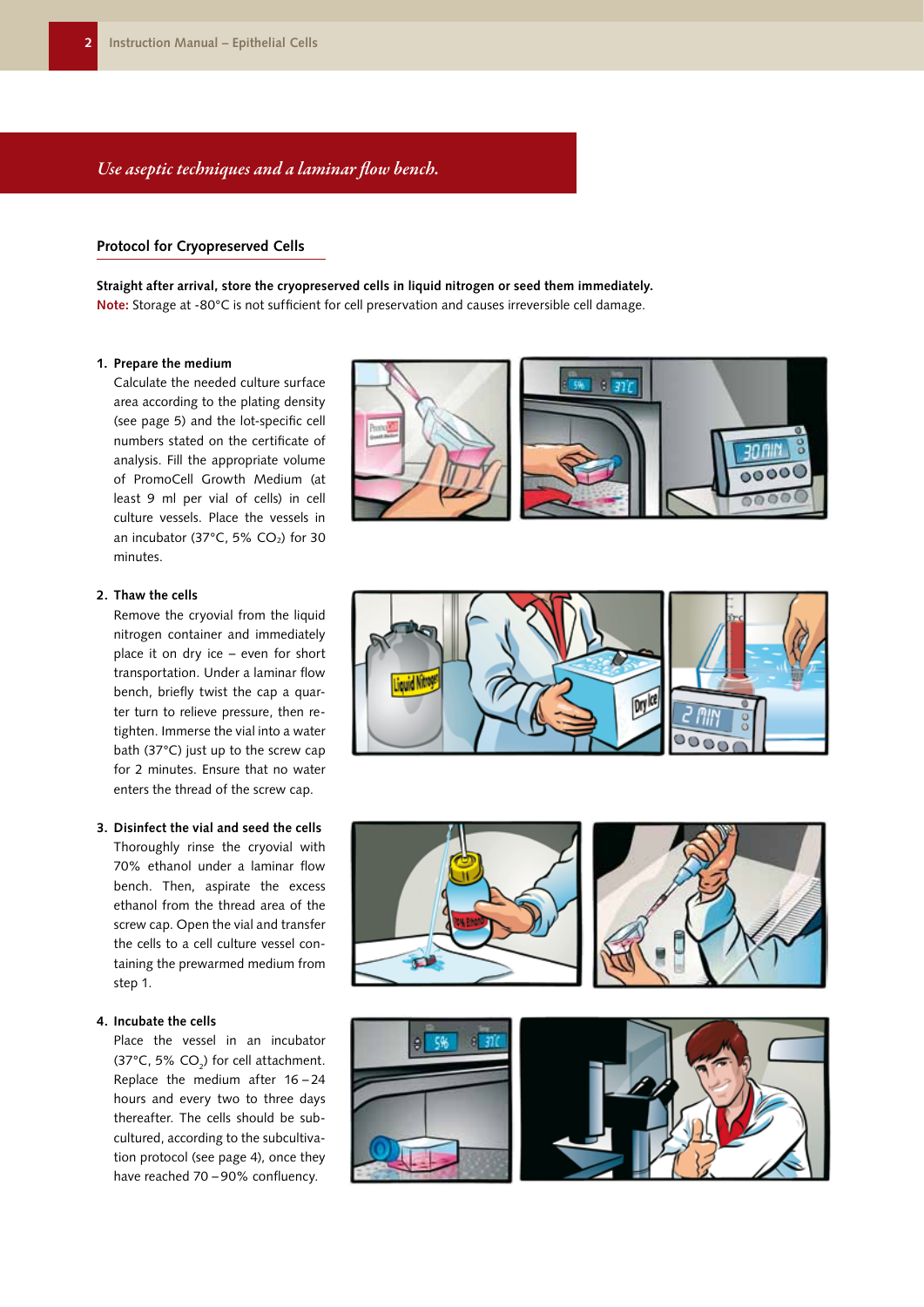*Use aseptic techniques and a laminar flow bench.*

## Protocol for Cryopreserved Cells

**Straight after arrival, store the cryopreserved cells in liquid nitrogen or seed them immediately.**
**Note:** Storage at -80°C is not sufficient for cell preservation and causes irreversible cell damage.

1. **Prepare the medium**
   Calculate the needed culture surface area according to the plating density (see page 5) and the lot-specific cell numbers stated on the certificate of analysis. Fill the appropriate volume of PromoCell Growth Medium (at least 9 ml per vial of cells) in cell culture vessels. Place the vessels in an incubator (37°C, 5% $CO_2$) for 30 minutes.

2. **Thaw the cells**
   Remove the cryovial from the liquid nitrogen container and immediately place it on dry ice – even for short transportation. Under a laminar flow bench, briefly twist the cap a quarter turn to relieve pressure, then retighten. Immerse the vial into a water bath (37°C) just up to the screw cap for 2 minutes. Ensure that no water enters the thread of the screw cap.

3. **Disinfect the vial and seed the cells**
   Thoroughly rinse the cryovial with 70% ethanol under a laminar flow bench. Then, aspirate the excess ethanol from the thread area of the screw cap. Open the vial and transfer the cells to a cell culture vessel containing the prewarmed medium from step 1.

4. **Incubate the cells**
   Place the vessel in an incubator (37°C, 5% $CO_2$) for cell attachment. Replace the medium after 16 – 24 hours and every two to three days thereafter. The cells should be subcultured, according to the subcultivation protocol (see page 4), once they have reached 70 – 90% confluency.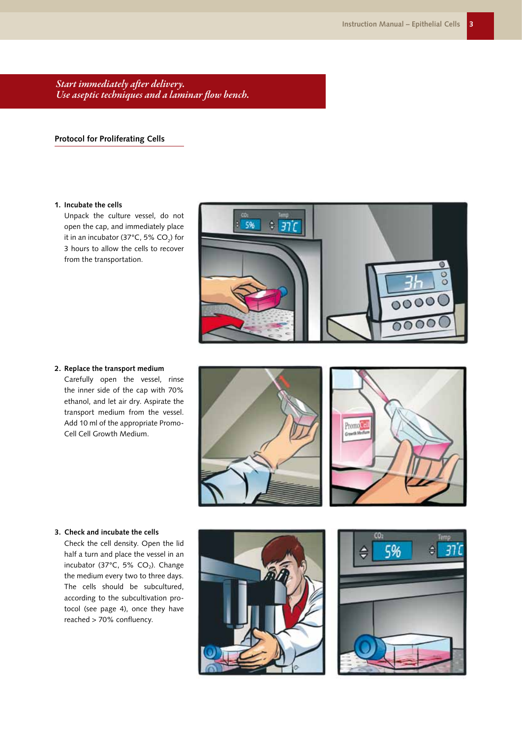*Start immediately after delivery.*
*Use aseptic techniques and a laminar flow bench.*

## Protocol for Proliferating Cells

**1. Incubate the cells**

Unpack the culture vessel, do not open the cap, and immediately place it in an incubator (37°C, 5% $CO_2$) for 3 hours to allow the cells to recover from the transportation.

**2. Replace the transport medium**

Carefully open the vessel, rinse the inner side of the cap with 70% ethanol, and let air dry. Aspirate the transport medium from the vessel. Add 10 ml of the appropriate PromoCell Cell Growth Medium.

**3. Check and incubate the cells**

Check the cell density. Open the lid half a turn and place the vessel in an incubator (37°C, 5% $CO_2$). Change the medium every two to three days. The cells should be subcultured, according to the subcultivation protocol (see page 4), once they have reached > 70% confluency.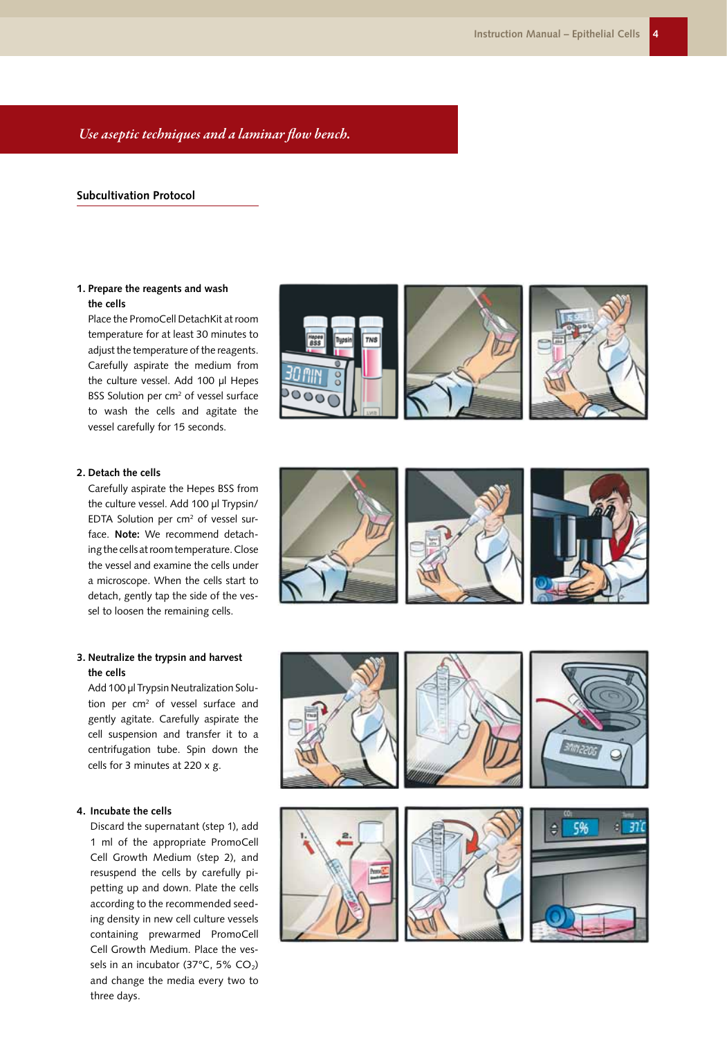*Use aseptic techniques and a laminar flow bench.*

## Subcultivation Protocol

**1. Prepare the reagents and wash the cells**

Place the PromoCell DetachKit at room temperature for at least 30 minutes to adjust the temperature of the reagents. Carefully aspirate the medium from the culture vessel. Add 100 µl Hepes BSS Solution per cm$^2$ of vessel surface to wash the cells and agitate the vessel carefully for 15 seconds.

**2. Detach the cells**

Carefully aspirate the Hepes BSS from the culture vessel. Add 100 µl Trypsin/EDTA Solution per cm$^2$ of vessel surface. **Note:** We recommend detaching the cells at room temperature. Close the vessel and examine the cells under a microscope. When the cells start to detach, gently tap the side of the vessel to loosen the remaining cells.

**3. Neutralize the trypsin and harvest the cells**

Add 100 µl Trypsin Neutralization Solution per cm$^2$ of vessel surface and gently agitate. Carefully aspirate the cell suspension and transfer it to a centrifugation tube. Spin down the cells for 3 minutes at 220 x g.

**4. Incubate the cells**

Discard the supernatant (step 1), add 1 ml of the appropriate PromoCell Cell Growth Medium (step 2), and resuspend the cells by carefully pipetting up and down. Plate the cells according to the recommended seeding density in new cell culture vessels containing prewarmed PromoCell Cell Growth Medium. Place the vessels in an incubator (37°C, 5% $CO_2$) and change the media every two to three days.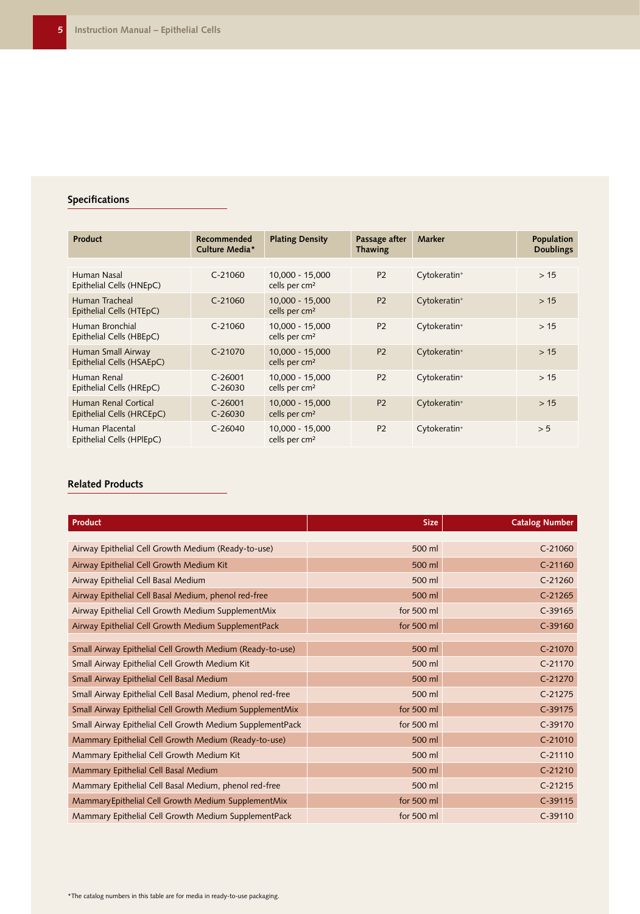## Specifications

| Product | Recommended Culture Media* | Plating Density | Passage after Thawing | Marker | Population Doublings |
|---|---|---|---|---|---|
| Human Nasal Epithelial Cells (HNEpC) | C-21060 | 10,000 - 15,000 cells per cm² | P2 | Cytokeratin+ | > 15 |
| Human Tracheal Epithelial Cells (HTEpC) | C-21060 | 10,000 - 15,000 cells per cm² | P2 | Cytokeratin+ | > 15 |
| Human Bronchial Epithelial Cells (HBEpC) | C-21060 | 10,000 - 15,000 cells per cm² | P2 | Cytokeratin+ | > 15 |
| Human Small Airway Epithelial Cells (HSAEpC) | C-21070 | 10,000 - 15,000 cells per cm² | P2 | Cytokeratin+ | > 15 |
| Human Renal Epithelial Cells (HREpC) | C-26001 C-26030 | 10,000 - 15,000 cells per cm² | P2 | Cytokeratin+ | > 15 |
| Human Renal Cortical Epithelial Cells (HRCEpC) | C-26001 C-26030 | 10,000 - 15,000 cells per cm² | P2 | Cytokeratin+ | > 15 |
| Human Placental Epithelial Cells (HPlEpC) | C-26040 | 10,000 - 15,000 cells per cm² | P2 | Cytokeratin+ | > 5 |

## Related Products

| Product | Size | Catalog Number |
|---|---|---|
| Airway Epithelial Cell Growth Medium (Ready-to-use) | 500 ml | C-21060 |
| Airway Epithelial Cell Growth Medium Kit | 500 ml | C-21160 |
| Airway Epithelial Cell Basal Medium | 500 ml | C-21260 |
| Airway Epithelial Cell Basal Medium, phenol red-free | 500 ml | C-21265 |
| Airway Epithelial Cell Growth Medium SupplementMix | for 500 ml | C-39165 |
| Airway Epithelial Cell Growth Medium SupplementPack | for 500 ml | C-39160 |
| Small Airway Epithelial Cell Growth Medium (Ready-to-use) | 500 ml | C-21070 |
| Small Airway Epithelial Cell Growth Medium Kit | 500 ml | C-21170 |
| Small Airway Epithelial Cell Basal Medium | 500 ml | C-21270 |
| Small Airway Epithelial Cell Basal Medium, phenol red-free | 500 ml | C-21275 |
| Small Airway Epithelial Cell Growth Medium SupplementMix | for 500 ml | C-39175 |
| Small Airway Epithelial Cell Growth Medium SupplementPack | for 500 ml | C-39170 |
| Mammary Epithelial Cell Growth Medium (Ready-to-use) | 500 ml | C-21010 |
| Mammary Epithelial Cell Growth Medium Kit | 500 ml | C-21110 |
| Mammary Epithelial Cell Basal Medium | 500 ml | C-21210 |
| Mammary Epithelial Cell Basal Medium, phenol red-free | 500 ml | C-21215 |
| MammaryEpithelial Cell Growth Medium SupplementMix | for 500 ml | C-39115 |
| Mammary Epithelial Cell Growth Medium SupplementPack | for 500 ml | C-39110 |

*The catalog numbers in this table are for media in ready-to-use packaging.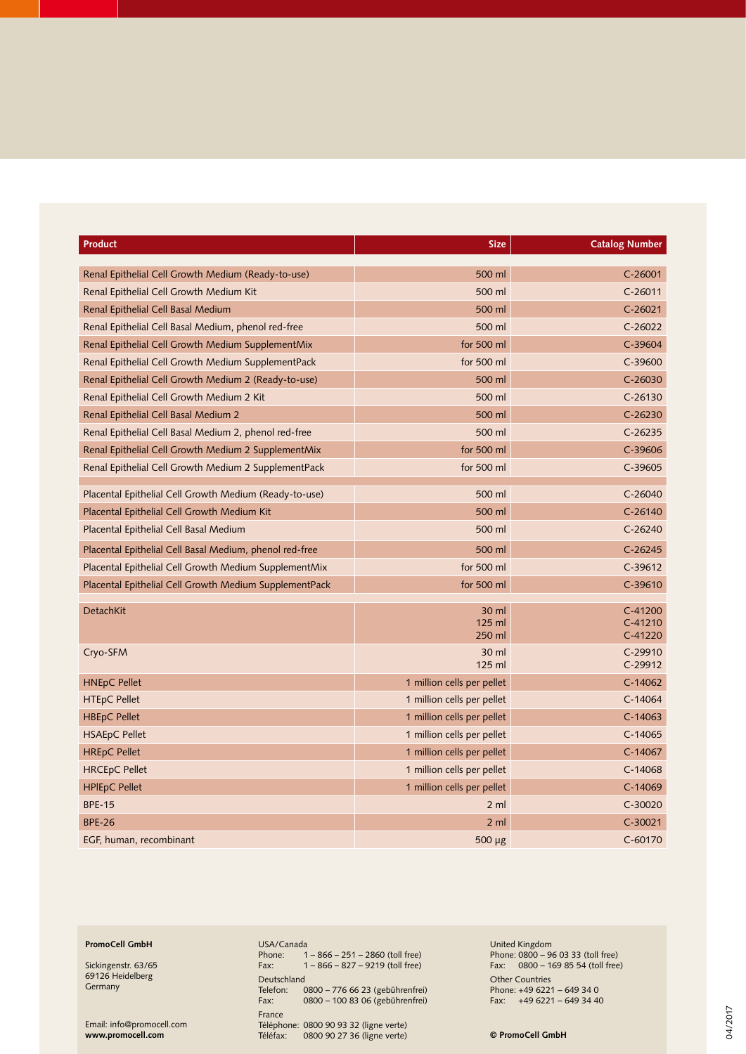| Product | Size | Catalog Number |
|---|---|---|
| Renal Epithelial Cell Growth Medium (Ready-to-use) | 500 ml | C-26001 |
| Renal Epithelial Cell Growth Medium Kit | 500 ml | C-26011 |
| Renal Epithelial Cell Basal Medium | 500 ml | C-26021 |
| Renal Epithelial Cell Basal Medium, phenol red-free | 500 ml | C-26022 |
| Renal Epithelial Cell Growth Medium SupplementMix | for 500 ml | C-39604 |
| Renal Epithelial Cell Growth Medium SupplementPack | for 500 ml | C-39600 |
| Renal Epithelial Cell Growth Medium 2 (Ready-to-use) | 500 ml | C-26030 |
| Renal Epithelial Cell Growth Medium 2 Kit | 500 ml | C-26130 |
| Renal Epithelial Cell Basal Medium 2 | 500 ml | C-26230 |
| Renal Epithelial Cell Basal Medium 2, phenol red-free | 500 ml | C-26235 |
| Renal Epithelial Cell Growth Medium 2 SupplementMix | for 500 ml | C-39606 |
| Renal Epithelial Cell Growth Medium 2 SupplementPack | for 500 ml | C-39605 |
| Placental Epithelial Cell Growth Medium (Ready-to-use) | 500 ml | C-26040 |
| Placental Epithelial Cell Growth Medium Kit | 500 ml | C-26140 |
| Placental Epithelial Cell Basal Medium | 500 ml | C-26240 |
| Placental Epithelial Cell Basal Medium, phenol red-free | 500 ml | C-26245 |
| Placental Epithelial Cell Growth Medium SupplementMix | for 500 ml | C-39612 |
| Placental Epithelial Cell Growth Medium SupplementPack | for 500 ml | C-39610 |
| DetachKit | 30 ml<br>125 ml<br>250 ml | C-41200<br>C-41210<br>C-41220 |
| Cryo-SFM | 30 ml<br>125 ml | C-29910<br>C-29912 |
| HNEpC Pellet | 1 million cells per pellet | C-14062 |
| HTEpC Pellet | 1 million cells per pellet | C-14064 |
| HBEpC Pellet | 1 million cells per pellet | C-14063 |
| HSAEpC Pellet | 1 million cells per pellet | C-14065 |
| HREpC Pellet | 1 million cells per pellet | C-14067 |
| HRCEpC Pellet | 1 million cells per pellet | C-14068 |
| HPlEpC Pellet | 1 million cells per pellet | C-14069 |
| BPE-15 | 2 ml | C-30020 |
| BPE-26 | 2 ml | C-30021 |
| EGF, human, recombinant | 500 µg | C-60170 |

**PromoCell GmbH**

Sickingenstr. 63/65
69126 Heidelberg
Germany

Email: info@promocell.com
**www.promocell.com**

USA/Canada
Phone: 1 – 866 – 251 – 2860 (toll free)
Fax: 1 – 866 – 827 – 9219 (toll free)

Deutschland
Telefon: 0800 – 776 66 23 (gebührenfrei)
Fax: 0800 – 100 83 06 (gebührenfrei)

France
Téléphone: 0800 90 93 32 (ligne verte)
Téléfax: 0800 90 27 36 (ligne verte)

United Kingdom
Phone: 0800 – 96 03 33 (toll free)
Fax: 0800 – 169 85 54 (toll free)

Other Countries
Phone: +49 6221 – 649 34 0
Fax: +49 6221 – 649 34 40

**© PromoCell GmbH**

04/2017